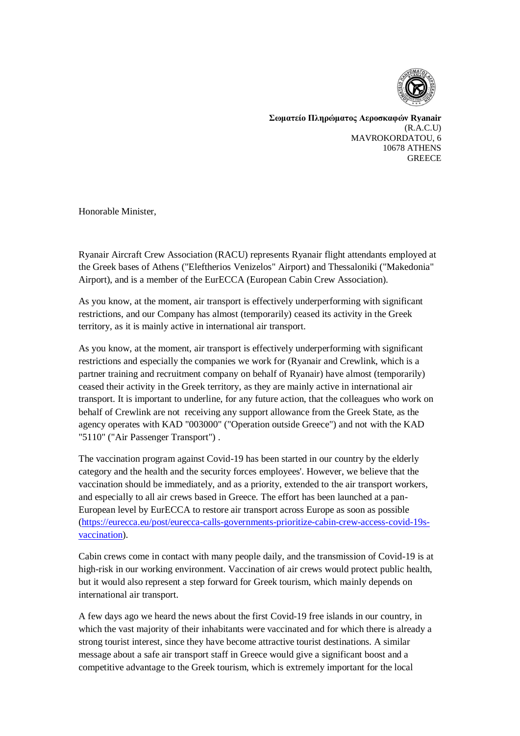**Σωματείο Πληρώματος Αεροσκαφών Ryanair**
(R.A.C.U)
MAVROKORDATOU, 6
10678 ATHENS
GREECE

Honorable Minister,

Ryanair Aircraft Crew Association (RACU) represents Ryanair flight attendants employed at the Greek bases of Athens ("Eleftherios Venizelos" Airport) and Thessaloniki ("Makedonia" Airport), and is a member of the EurECCA (European Cabin Crew Association).

As you know, at the moment, air transport is effectively underperforming with significant restrictions, and our Company has almost (temporarily) ceased its activity in the Greek territory, as it is mainly active in international air transport.

As you know, at the moment, air transport is effectively underperforming with significant restrictions and especially the companies we work for (Ryanair and Crewlink, which is a partner training and recruitment company on behalf of Ryanair) have almost (temporarily) ceased their activity in the Greek territory, as they are mainly active in international air transport. It is important to underline, for any future action, that the colleagues who work on behalf of Crewlink are not receiving any support allowance from the Greek State, as the agency operates with KAD "003000" ("Operation outside Greece") and not with the KAD "5110" ("Air Passenger Transport") .

The vaccination program against Covid-19 has been started in our country by the elderly category and the health and the security forces employees'. However, we believe that the vaccination should be immediately, and as a priority, extended to the air transport workers, and especially to all air crews based in Greece. The effort has been launched at a pan-European level by EurECCA to restore air transport across Europe as soon as possible (https://eurecca.eu/post/eurecca-calls-governments-prioritize-cabin-crew-access-covid-19s-vaccination).

Cabin crews come in contact with many people daily, and the transmission of Covid-19 is at high-risk in our working environment. Vaccination of air crews would protect public health, but it would also represent a step forward for Greek tourism, which mainly depends on international air transport.

A few days ago we heard the news about the first Covid-19 free islands in our country, in which the vast majority of their inhabitants were vaccinated and for which there is already a strong tourist interest, since they have become attractive tourist destinations. A similar message about a safe air transport staff in Greece would give a significant boost and a competitive advantage to the Greek tourism, which is extremely important for the local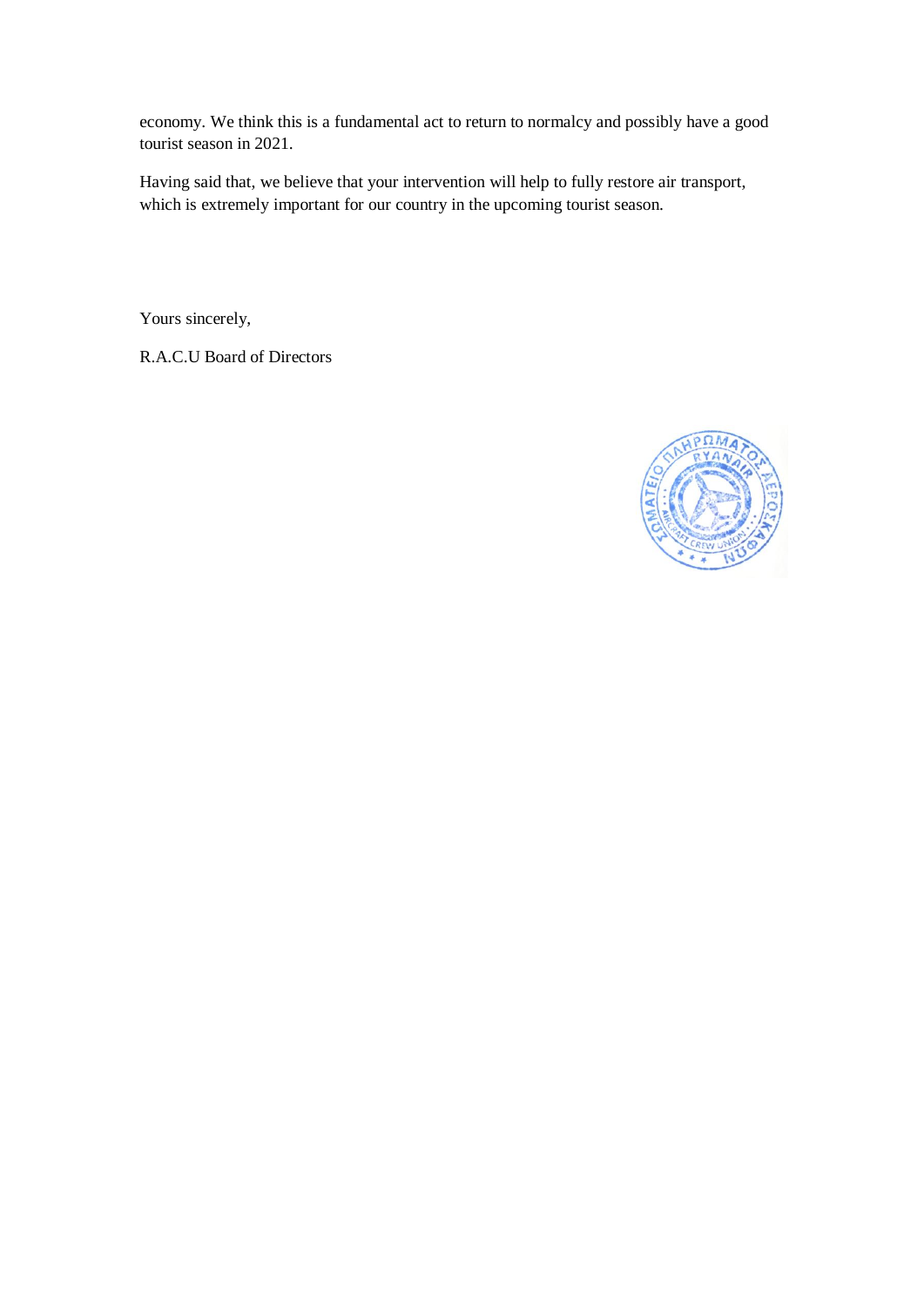economy. We think this is a fundamental act to return to normalcy and possibly have a good tourist season in 2021.

Having said that, we believe that your intervention will help to fully restore air transport, which is extremely important for our country in the upcoming tourist season.

Yours sincerely,

R.A.C.U Board of Directors